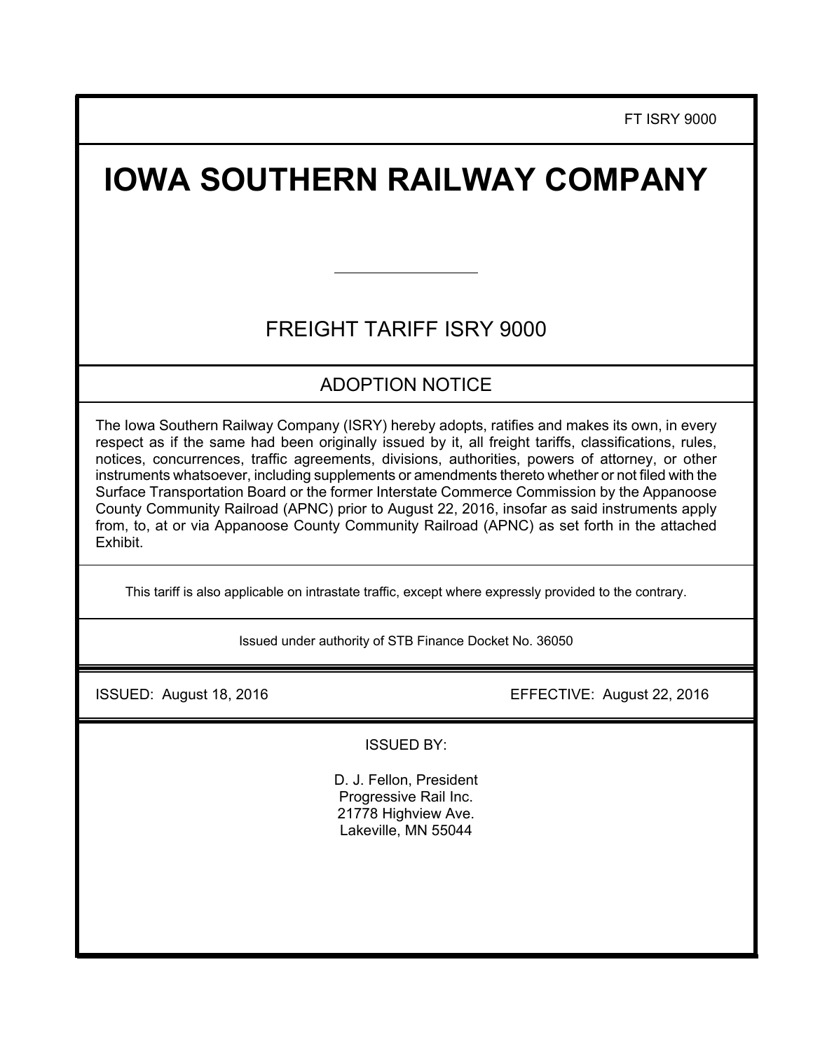FT ISRY 9000

# IOWA SOUTHERN RAILWAY COMPANY

---

## FREIGHT TARIFF ISRY 9000

## ADOPTION NOTICE

The Iowa Southern Railway Company (ISRY) hereby adopts, ratifies and makes its own, in every respect as if the same had been originally issued by it, all freight tariffs, classifications, rules, notices, concurrences, traffic agreements, divisions, authorities, powers of attorney, or other instruments whatsoever, including supplements or amendments thereto whether or not filed with the Surface Transportation Board or the former Interstate Commerce Commission by the Appanoose County Community Railroad (APNC) prior to August 22, 2016, insofar as said instruments apply from, to, at or via Appanoose County Community Railroad (APNC) as set forth in the attached Exhibit.

This tariff is also applicable on intrastate traffic, except where expressly provided to the contrary.

Issued under authority of STB Finance Docket No. 36050

ISSUED: August 18, 2016

EFFECTIVE: August 22, 2016

ISSUED BY:

D. J. Fellon, President
Progressive Rail Inc.
21778 Highview Ave.
Lakeville, MN 55044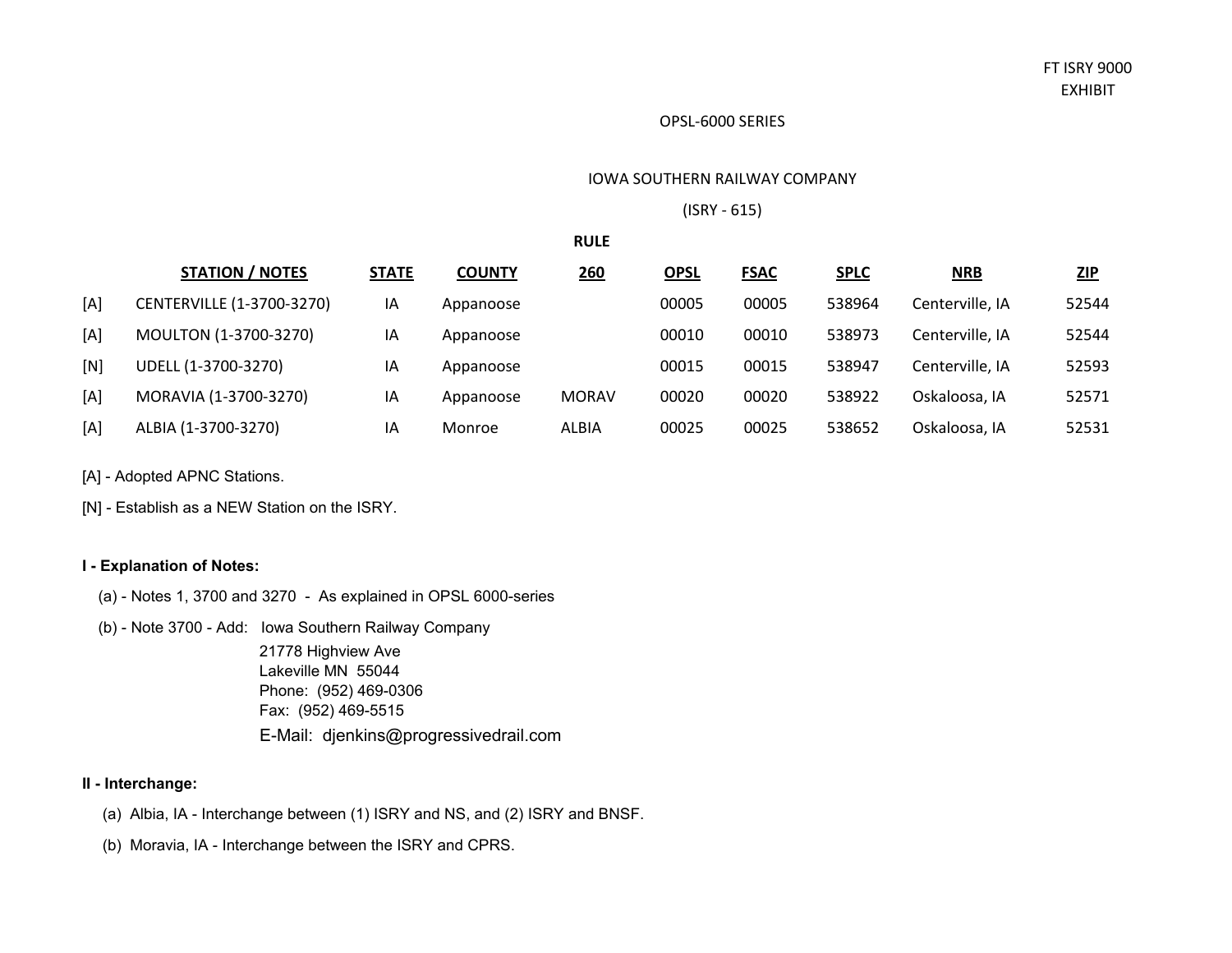FT ISRY 9000
EXHIBIT

OPSL-6000 SERIES

IOWA SOUTHERN RAILWAY COMPANY

(ISRY - 615)

| | STATION / NOTES | STATE | COUNTY | RULE 260 | OPSL | FSAC | SPLC | NRB | ZIP |
|---|---|---|---|---|---|---|---|---|---|
| [A] | CENTERVILLE (1-3700-3270) | IA | Appanoose | | 00005 | 00005 | 538964 | Centerville, IA | 52544 |
| [A] | MOULTON (1-3700-3270) | IA | Appanoose | | 00010 | 00010 | 538973 | Centerville, IA | 52544 |
| [N] | UDELL (1-3700-3270) | IA | Appanoose | | 00015 | 00015 | 538947 | Centerville, IA | 52593 |
| [A] | MORAVIA (1-3700-3270) | IA | Appanoose | MORAV | 00020 | 00020 | 538922 | Oskaloosa, IA | 52571 |
| [A] | ALBIA (1-3700-3270) | IA | Monroe | ALBIA | 00025 | 00025 | 538652 | Oskaloosa, IA | 52531 |

[A] - Adopted APNC Stations.

[N] - Establish as a NEW Station on the ISRY.

**I - Explanation of Notes:**

(a) - Notes 1, 3700 and 3270 - As explained in OPSL 6000-series

(b) - Note 3700 - Add: Iowa Southern Railway Company
21778 Highview Ave
Lakeville MN 55044
Phone: (952) 469-0306
Fax: (952) 469-5515
E-Mail: djenkins@progressivedrail.com

**II - Interchange:**

(a) Albia, IA - Interchange between (1) ISRY and NS, and (2) ISRY and BNSF.

(b) Moravia, IA - Interchange between the ISRY and CPRS.